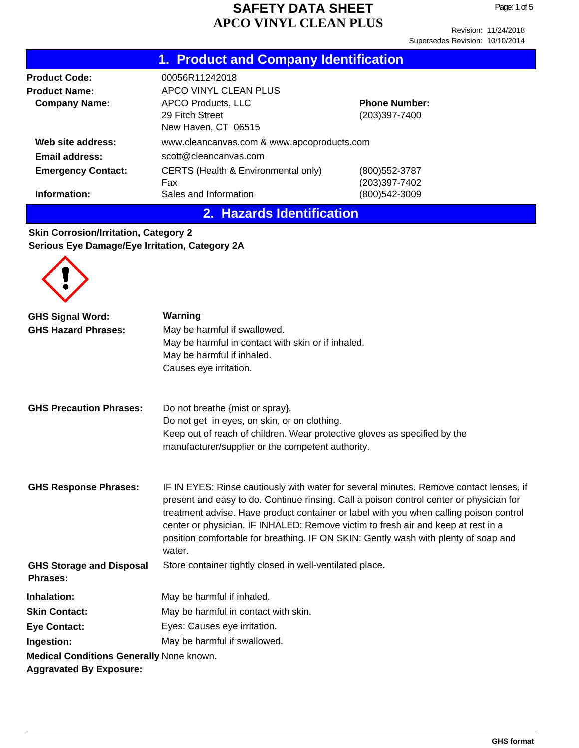# SAFETY DATA SHEET
# APCO VINYL CLEAN PLUS

Revision: 11/24/2018
Supersedes Revision: 10/10/2014

## 1. Product and Company Identification

| | | | |
|---|---|---|---|
| **Product Code:** | 00056R11242018 | | |
| **Product Name:** | APCO VINYL CLEAN PLUS | | |
| **Company Name:** | APCO Products, LLC<br>29 Fitch Street<br>New Haven, CT 06515 | **Phone Number:** | (203)397-7400 |
| **Web site address:** | www.cleancanvas.com & www.apcoproducts.com | | |
| **Email address:** | scott@cleancanvas.com | | |
| **Emergency Contact:** | CERTS (Health & Environmental only) | | (800)552-3787 |
| | Fax | | (203)397-7402 |
| **Information:** | Sales and Information | | (800)542-3009 |

## 2. Hazards Identification

**Skin Corrosion/Irritation, Category 2**
**Serious Eye Damage/Eye Irritation, Category 2A**

**GHS Signal Word:** **Warning**

**GHS Hazard Phrases:**
May be harmful if swallowed.
May be harmful in contact with skin or if inhaled.
May be harmful if inhaled.
Causes eye irritation.

**GHS Precaution Phrases:**
Do not breathe {mist or spray}.
Do not get in eyes, on skin, or on clothing.
Keep out of reach of children. Wear protective gloves as specified by the manufacturer/supplier or the competent authority.

**GHS Response Phrases:**
IF IN EYES: Rinse cautiously with water for several minutes. Remove contact lenses, if present and easy to do. Continue rinsing. Call a poison control center or physician for treatment advise. Have product container or label with you when calling poison control center or physician. IF INHALED: Remove victim to fresh air and keep at rest in a position comfortable for breathing. IF ON SKIN: Gently wash with plenty of soap and water.

**GHS Storage and Disposal Phrases:** Store container tightly closed in well-ventilated place.

**Inhalation:** May be harmful if inhaled.

**Skin Contact:** May be harmful in contact with skin.

**Eye Contact:** Eyes: Causes eye irritation.

**Ingestion:** May be harmful if swallowed.

**Medical Conditions Generally Aggravated By Exposure:** None known.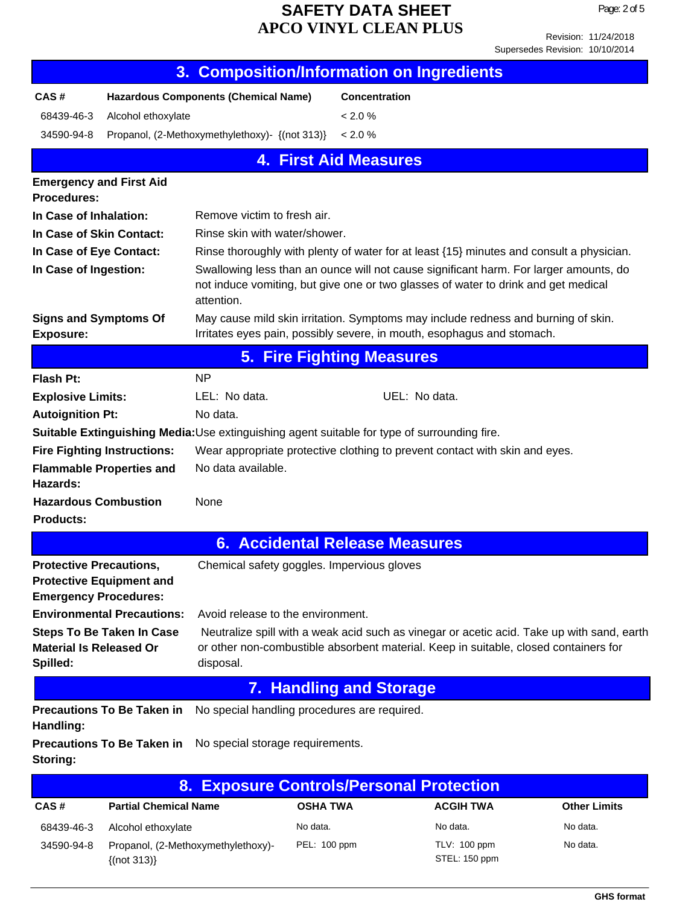## 3. Composition/Information on Ingredients

| CAS # | Hazardous Components (Chemical Name) | Concentration |
|---|---|---|
| 68439-46-3 | Alcohol ethoxylate | < 2.0 % |
| 34590-94-8 | Propanol, (2-Methoxymethylethoxy)- {(not 313)} | < 2.0 % |

## 4. First Aid Measures

**Emergency and First Aid Procedures:**

**In Case of Inhalation:** Remove victim to fresh air.

**In Case of Skin Contact:** Rinse skin with water/shower.

**In Case of Eye Contact:** Rinse thoroughly with plenty of water for at least {15} minutes and consult a physician.

**In Case of Ingestion:** Swallowing less than an ounce will not cause significant harm. For larger amounts, do not induce vomiting, but give one or two glasses of water to drink and get medical attention.

**Signs and Symptoms Of Exposure:** May cause mild skin irritation. Symptoms may include redness and burning of skin. Irritates eyes pain, possibly severe, in mouth, esophagus and stomach.

## 5. Fire Fighting Measures

**Flash Pt:** NP

**Explosive Limits:** LEL: No data. UEL: No data.

**Autoignition Pt:** No data.

**Suitable Extinguishing Media:** Use extinguishing agent suitable for type of surrounding fire.

**Fire Fighting Instructions:** Wear appropriate protective clothing to prevent contact with skin and eyes.

**Flammable Properties and Hazards:** No data available.

**Hazardous Combustion Products:** None

## 6. Accidental Release Measures

**Protective Precautions, Protective Equipment and Emergency Procedures:** Chemical safety goggles. Impervious gloves

**Environmental Precautions:** Avoid release to the environment.

**Steps To Be Taken In Case Material Is Released Or Spilled:** Neutralize spill with a weak acid such as vinegar or acetic acid. Take up with sand, earth or other non-combustible absorbent material. Keep in suitable, closed containers for disposal.

## 7. Handling and Storage

**Precautions To Be Taken in Handling:** No special handling procedures are required.

**Precautions To Be Taken in Storing:** No special storage requirements.

## 8. Exposure Controls/Personal Protection

| CAS # | Partial Chemical Name | OSHA TWA | ACGIH TWA | Other Limits |
|---|---|---|---|---|
| 68439-46-3 | Alcohol ethoxylate | No data. | No data. | No data. |
| 34590-94-8 | Propanol, (2-Methoxymethylethoxy)- {(not 313)} | PEL: 100 ppm | TLV: 100 ppm<br>STEL: 150 ppm | No data. |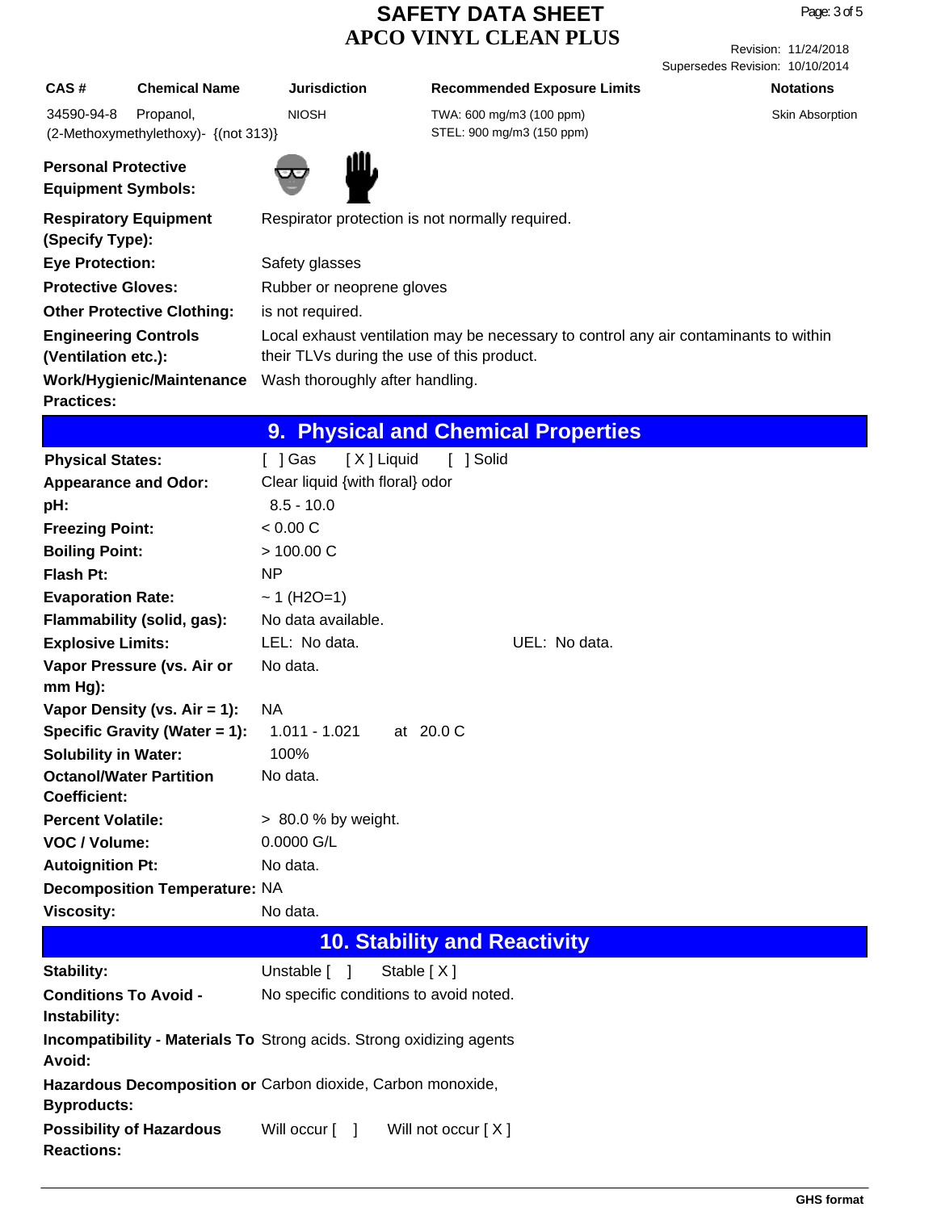| CAS # | Chemical Name | Jurisdiction | Recommended Exposure Limits | Notations |
|---|---|---|---|---|
| 34590-94-8 | Propanol, (2-Methoxymethylethoxy)- {(not 313)} | NIOSH | TWA: 600 mg/m3 (100 ppm) STEL: 900 mg/m3 (150 ppm) | Skin Absorption |

| | |
|---|---|
| **Personal Protective Equipment Symbols:** | |
| **Respiratory Equipment (Specify Type):** | Respirator protection is not normally required. |
| **Eye Protection:** | Safety glasses |
| **Protective Gloves:** | Rubber or neoprene gloves |
| **Other Protective Clothing:** | is not required. |
| **Engineering Controls (Ventilation etc.):** | Local exhaust ventilation may be necessary to control any air contaminants to within their TLVs during the use of this product. |
| **Work/Hygienic/Maintenance Practices:** | Wash thoroughly after handling. |

## 9. Physical and Chemical Properties

| | |
|---|---|
| **Physical States:** | [ ] Gas [ X ] Liquid [ ] Solid |
| **Appearance and Odor:** | Clear liquid {with floral} odor |
| **pH:** | 8.5 - 10.0 |
| **Freezing Point:** | < 0.00 C |
| **Boiling Point:** | > 100.00 C |
| **Flash Pt:** | NP |
| **Evaporation Rate:** | ~ 1 (H2O=1) |
| **Flammability (solid, gas):** | No data available. |
| **Explosive Limits:** | LEL: No data. UEL: No data. |
| **Vapor Pressure (vs. Air or mm Hg):** | No data. |
| **Vapor Density (vs. Air = 1):** | NA |
| **Specific Gravity (Water = 1):** | 1.011 - 1.021 at 20.0 C |
| **Solubility in Water:** | 100% |
| **Octanol/Water Partition Coefficient:** | No data. |
| **Percent Volatile:** | > 80.0 % by weight. |
| **VOC / Volume:** | 0.0000 G/L |
| **Autoignition Pt:** | No data. |
| **Decomposition Temperature:** | NA |
| **Viscosity:** | No data. |

## 10. Stability and Reactivity

| | |
|---|---|
| **Stability:** | Unstable [ ] Stable [ X ] |
| **Conditions To Avoid - Instability:** | No specific conditions to avoid noted. |
| **Incompatibility - Materials To Avoid:** | Strong acids. Strong oxidizing agents |
| **Hazardous Decomposition or Byproducts:** | Carbon dioxide, Carbon monoxide, |
| **Possibility of Hazardous Reactions:** | Will occur [ ] Will not occur [ X ] |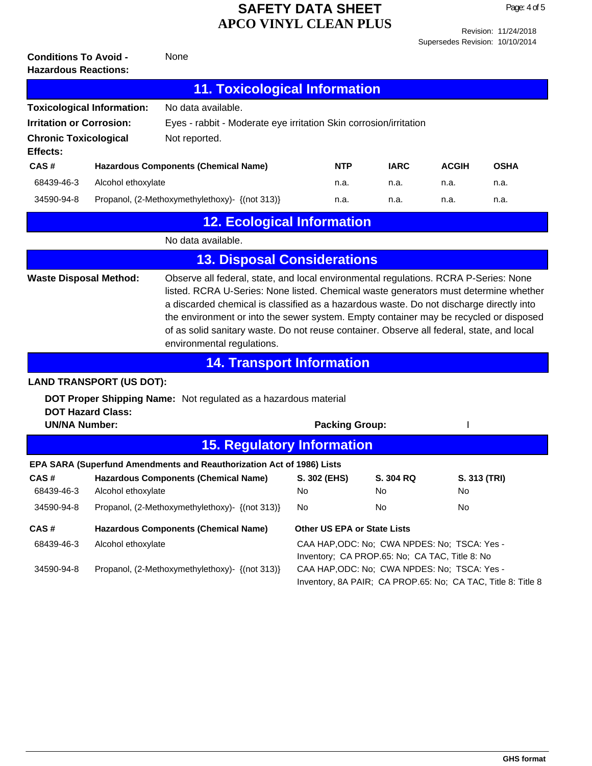**Conditions To Avoid - Hazardous Reactions:** None

## 11. Toxicological Information

**Toxicological Information:** No data available.

**Irritation or Corrosion:** Eyes - rabbit - Moderate eye irritation Skin corrosion/irritation

**Chronic Toxicological Effects:** Not reported.

| CAS # | Hazardous Components (Chemical Name) | NTP | IARC | ACGIH | OSHA |
|---|---|---|---|---|---|
| 68439-46-3 | Alcohol ethoxylate | n.a. | n.a. | n.a. | n.a. |
| 34590-94-8 | Propanol, (2-Methoxymethylethoxy)- {(not 313)} | n.a. | n.a. | n.a. | n.a. |

## 12. Ecological Information

No data available.

## 13. Disposal Considerations

**Waste Disposal Method:** Observe all federal, state, and local environmental regulations. RCRA P-Series: None listed. RCRA U-Series: None listed. Chemical waste generators must determine whether a discarded chemical is classified as a hazardous waste. Do not discharge directly into the environment or into the sewer system. Empty container may be recycled or disposed of as solid sanitary waste. Do not reuse container. Observe all federal, state, and local environmental regulations.

## 14. Transport Information

**LAND TRANSPORT (US DOT):**

**DOT Proper Shipping Name:** Not regulated as a hazardous material

**DOT Hazard Class:**

**UN/NA Number:** **Packing Group:** I

## 15. Regulatory Information

**EPA SARA (Superfund Amendments and Reauthorization Act of 1986) Lists**

| CAS # | Hazardous Components (Chemical Name) | S. 302 (EHS) | S. 304 RQ | S. 313 (TRI) |
|---|---|---|---|---|
| 68439-46-3 | Alcohol ethoxylate | No | No | No |
| 34590-94-8 | Propanol, (2-Methoxymethylethoxy)- {(not 313)} | No | No | No |

| CAS # | Hazardous Components (Chemical Name) | Other US EPA or State Lists |
|---|---|---|
| 68439-46-3 | Alcohol ethoxylate | CAA HAP,ODC: No; CWA NPDES: No; TSCA: Yes - Inventory; CA PROP.65: No; CA TAC, Title 8: No |
| 34590-94-8 | Propanol, (2-Methoxymethylethoxy)- {(not 313)} | CAA HAP,ODC: No; CWA NPDES: No; TSCA: Yes - Inventory, 8A PAIR; CA PROP.65: No; CA TAC, Title 8: Title 8 |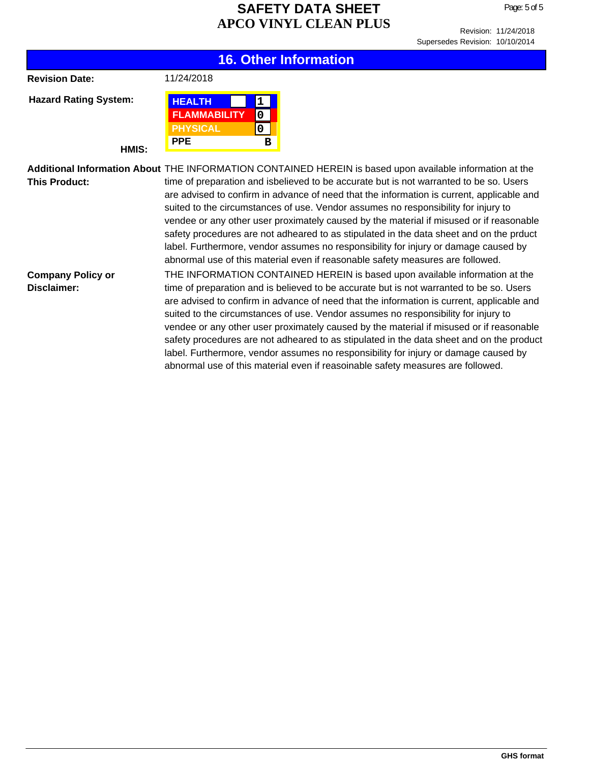## 16. Other Information

**Revision Date:** 11/24/2018

**Hazard Rating System:**

**HMIS:**

| | |
|---|---|
| HEALTH | 1 |
| FLAMMABILITY | 0 |
| PHYSICAL | 0 |
| PPE | B |

**Additional Information About This Product:** THE INFORMATION CONTAINED HEREIN is based upon available information at the time of preparation and isbelieved to be accurate but is not warranted to be so. Users are advised to confirm in advance of need that the information is current, applicable and suited to the circumstances of use. Vendor assumes no responsibility for injury to vendee or any other user proximately caused by the material if misused or if reasonable safety procedures are not adheared to as stipulated in the data sheet and on the prduct label. Furthermore, vendor assumes no responsibility for injury or damage caused by abnormal use of this material even if reasonable safety measures are followed.

**Company Policy or Disclaimer:** THE INFORMATION CONTAINED HEREIN is based upon available information at the time of preparation and is believed to be accurate but is not warranted to be so. Users are advised to confirm in advance of need that the information is current, applicable and suited to the circumstances of use. Vendor assumes no responsibility for injury to vendee or any other user proximately caused by the material if misused or if reasonable safety procedures are not adheared to as stipulated in the data sheet and on the product label. Furthermore, vendor assumes no responsibility for injury or damage caused by abnormal use of this material even if reasoinable safety measures are followed.